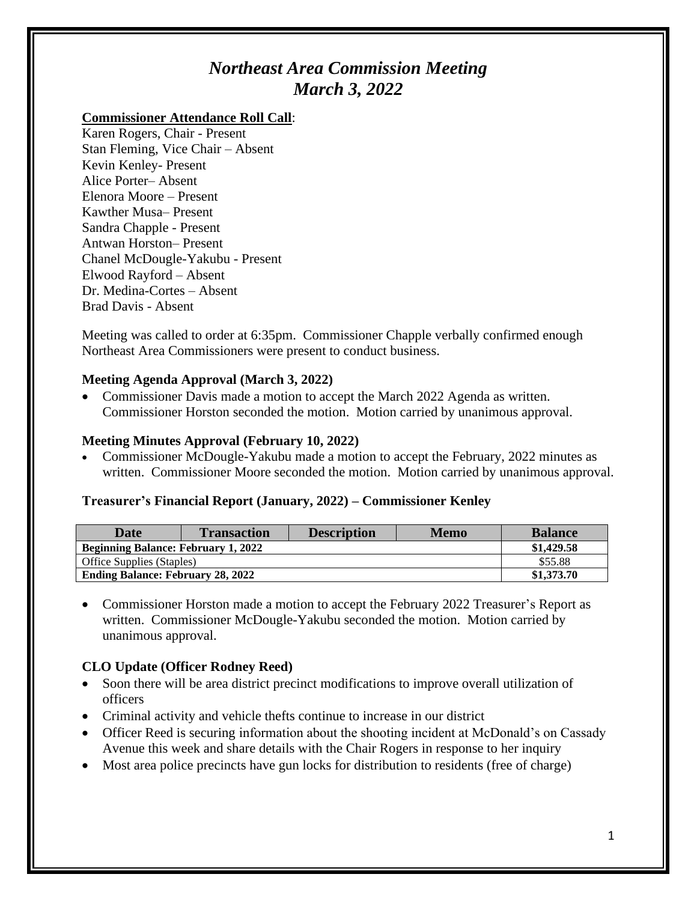# *Northeast Area Commission Meeting*
# *March 3, 2022*

**Commissioner Attendance Roll Call**:

Karen Rogers, Chair - Present
Stan Fleming, Vice Chair – Absent
Kevin Kenley- Present
Alice Porter– Absent
Elenora Moore – Present
Kawther Musa– Present
Sandra Chapple - Present
Antwan Horston– Present
Chanel McDougle-Yakubu - Present
Elwood Rayford – Absent
Dr. Medina-Cortes – Absent
Brad Davis - Absent

Meeting was called to order at 6:35pm. Commissioner Chapple verbally confirmed enough Northeast Area Commissioners were present to conduct business.

### Meeting Agenda Approval (March 3, 2022)

- Commissioner Davis made a motion to accept the March 2022 Agenda as written. Commissioner Horston seconded the motion. Motion carried by unanimous approval.

### Meeting Minutes Approval (February 10, 2022)

- Commissioner McDougle-Yakubu made a motion to accept the February, 2022 minutes as written. Commissioner Moore seconded the motion. Motion carried by unanimous approval.

### Treasurer's Financial Report (January, 2022) – Commissioner Kenley

| Date | Transaction | Description | Memo | Balance |
|---|---|---|---|---|
| **Beginning Balance: February 1, 2022** | | | | **$1,429.58** |
| Office Supplies (Staples) | | | | $55.88 |
| **Ending Balance: February 28, 2022** | | | | **$1,373.70** |

- Commissioner Horston made a motion to accept the February 2022 Treasurer's Report as written. Commissioner McDougle-Yakubu seconded the motion. Motion carried by unanimous approval.

### CLO Update (Officer Rodney Reed)

- Soon there will be area district precinct modifications to improve overall utilization of officers
- Criminal activity and vehicle thefts continue to increase in our district
- Officer Reed is securing information about the shooting incident at McDonald's on Cassady Avenue this week and share details with the Chair Rogers in response to her inquiry
- Most area police precincts have gun locks for distribution to residents (free of charge)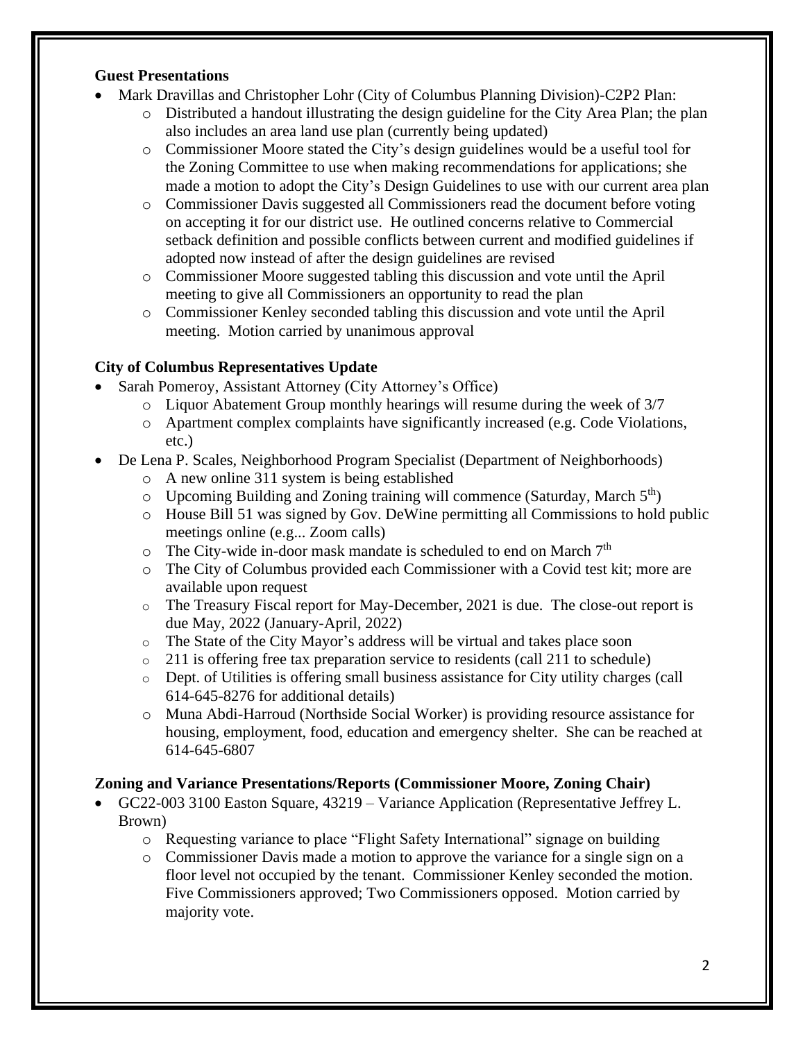**Guest Presentations**

- Mark Dravillas and Christopher Lohr (City of Columbus Planning Division)-C2P2 Plan:
    - Distributed a handout illustrating the design guideline for the City Area Plan; the plan also includes an area land use plan (currently being updated)
    - Commissioner Moore stated the City's design guidelines would be a useful tool for the Zoning Committee to use when making recommendations for applications; she made a motion to adopt the City's Design Guidelines to use with our current area plan
    - Commissioner Davis suggested all Commissioners read the document before voting on accepting it for our district use. He outlined concerns relative to Commercial setback definition and possible conflicts between current and modified guidelines if adopted now instead of after the design guidelines are revised
    - Commissioner Moore suggested tabling this discussion and vote until the April meeting to give all Commissioners an opportunity to read the plan
    - Commissioner Kenley seconded tabling this discussion and vote until the April meeting. Motion carried by unanimous approval

**City of Columbus Representatives Update**

- Sarah Pomeroy, Assistant Attorney (City Attorney's Office)
    - Liquor Abatement Group monthly hearings will resume during the week of 3/7
    - Apartment complex complaints have significantly increased (e.g. Code Violations, etc.)
- De Lena P. Scales, Neighborhood Program Specialist (Department of Neighborhoods)
    - A new online 311 system is being established
    - Upcoming Building and Zoning training will commence (Saturday, March 5th)
    - House Bill 51 was signed by Gov. DeWine permitting all Commissions to hold public meetings online (e.g... Zoom calls)
    - The City-wide in-door mask mandate is scheduled to end on March 7th
    - The City of Columbus provided each Commissioner with a Covid test kit; more are available upon request
    - The Treasury Fiscal report for May-December, 2021 is due. The close-out report is due May, 2022 (January-April, 2022)
    - The State of the City Mayor's address will be virtual and takes place soon
    - 211 is offering free tax preparation service to residents (call 211 to schedule)
    - Dept. of Utilities is offering small business assistance for City utility charges (call 614-645-8276 for additional details)
    - Muna Abdi-Harroud (Northside Social Worker) is providing resource assistance for housing, employment, food, education and emergency shelter. She can be reached at 614-645-6807

**Zoning and Variance Presentations/Reports (Commissioner Moore, Zoning Chair)**

- GC22-003 3100 Easton Square, 43219 – Variance Application (Representative Jeffrey L. Brown)
    - Requesting variance to place "Flight Safety International" signage on building
    - Commissioner Davis made a motion to approve the variance for a single sign on a floor level not occupied by the tenant. Commissioner Kenley seconded the motion. Five Commissioners approved; Two Commissioners opposed. Motion carried by majority vote.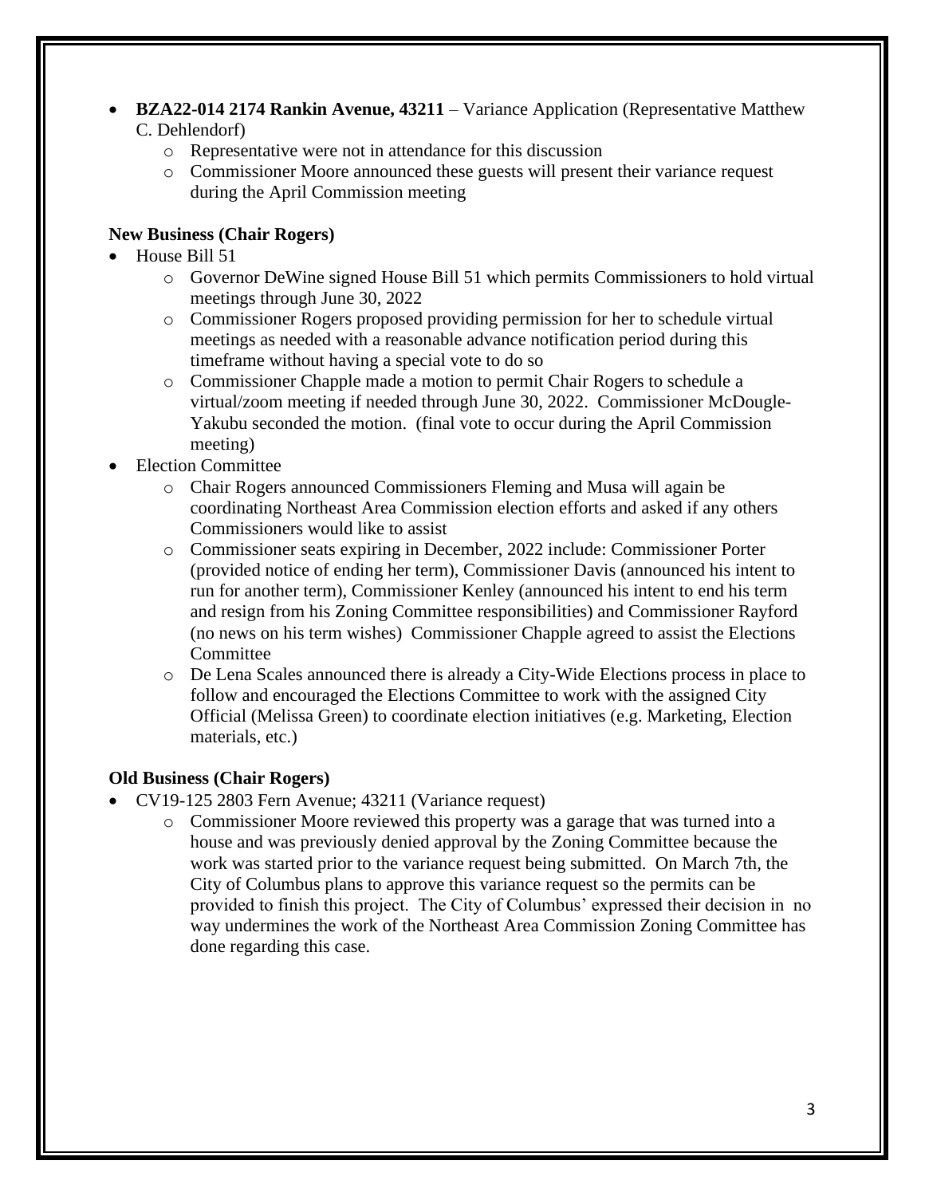- **BZA22-014 2174 Rankin Avenue, 43211** – Variance Application (Representative Matthew C. Dehlendorf)
    - Representative were not in attendance for this discussion
    - Commissioner Moore announced these guests will present their variance request during the April Commission meeting

**New Business (Chair Rogers)**

- House Bill 51
    - Governor DeWine signed House Bill 51 which permits Commissioners to hold virtual meetings through June 30, 2022
    - Commissioner Rogers proposed providing permission for her to schedule virtual meetings as needed with a reasonable advance notification period during this timeframe without having a special vote to do so
    - Commissioner Chapple made a motion to permit Chair Rogers to schedule a virtual/zoom meeting if needed through June 30, 2022. Commissioner McDougle-Yakubu seconded the motion. (final vote to occur during the April Commission meeting)
- Election Committee
    - Chair Rogers announced Commissioners Fleming and Musa will again be coordinating Northeast Area Commission election efforts and asked if any others Commissioners would like to assist
    - Commissioner seats expiring in December, 2022 include: Commissioner Porter (provided notice of ending her term), Commissioner Davis (announced his intent to run for another term), Commissioner Kenley (announced his intent to end his term and resign from his Zoning Committee responsibilities) and Commissioner Rayford (no news on his term wishes) Commissioner Chapple agreed to assist the Elections Committee
    - De Lena Scales announced there is already a City-Wide Elections process in place to follow and encouraged the Elections Committee to work with the assigned City Official (Melissa Green) to coordinate election initiatives (e.g. Marketing, Election materials, etc.)

**Old Business (Chair Rogers)**

- CV19-125 2803 Fern Avenue; 43211 (Variance request)
    - Commissioner Moore reviewed this property was a garage that was turned into a house and was previously denied approval by the Zoning Committee because the work was started prior to the variance request being submitted. On March 7th, the City of Columbus plans to approve this variance request so the permits can be provided to finish this project. The City of Columbus' expressed their decision in no way undermines the work of the Northeast Area Commission Zoning Committee has done regarding this case.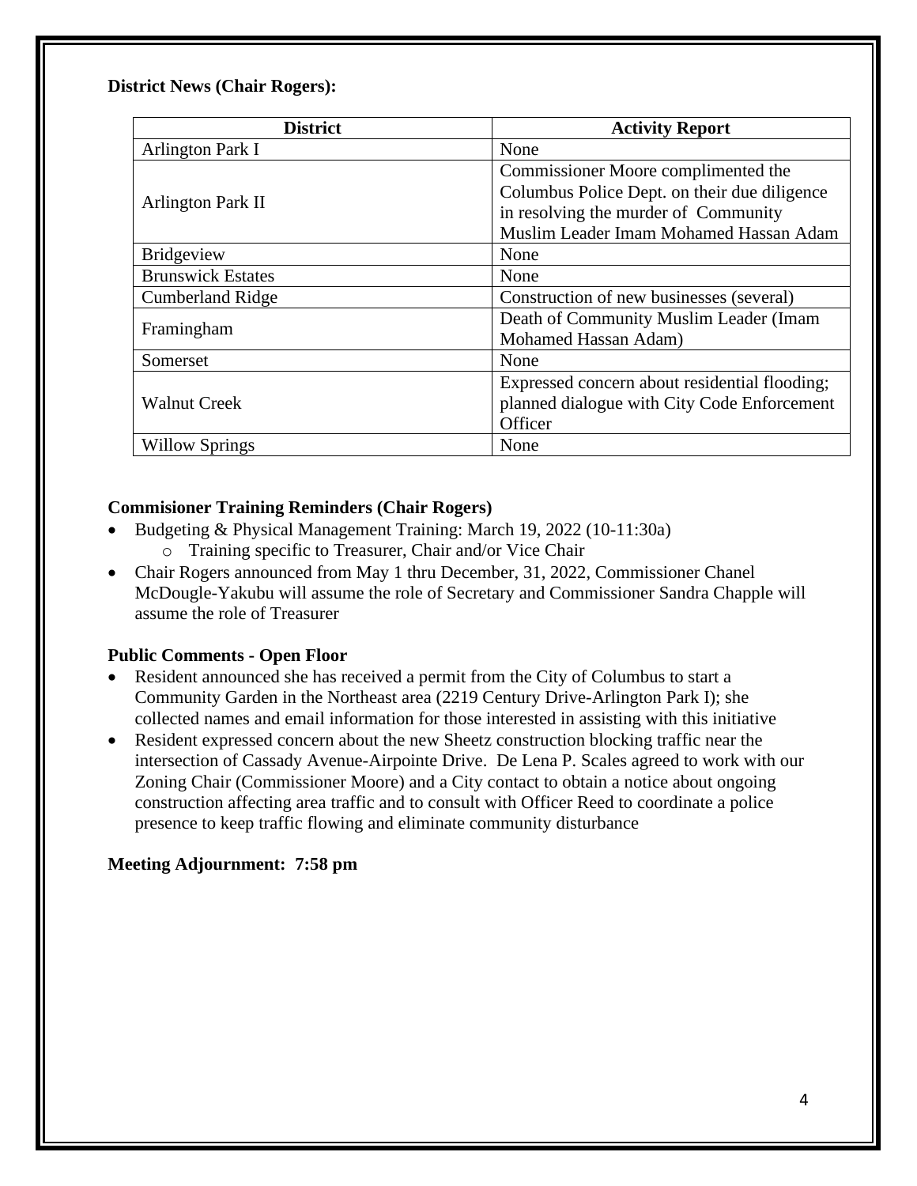**District News (Chair Rogers):**

| District | Activity Report |
|---|---|
| Arlington Park I | None |
| Arlington Park II | Commissioner Moore complimented the Columbus Police Dept. on their due diligence in resolving the murder of Community Muslim Leader Imam Mohamed Hassan Adam |
| Bridgeview | None |
| Brunswick Estates | None |
| Cumberland Ridge | Construction of new businesses (several) |
| Framingham | Death of Community Muslim Leader (Imam Mohamed Hassan Adam) |
| Somerset | None |
| Walnut Creek | Expressed concern about residential flooding; planned dialogue with City Code Enforcement Officer |
| Willow Springs | None |

**Commisioner Training Reminders (Chair Rogers)**

- Budgeting & Physical Management Training: March 19, 2022 (10-11:30a)
  - Training specific to Treasurer, Chair and/or Vice Chair
- Chair Rogers announced from May 1 thru December, 31, 2022, Commissioner Chanel McDougle-Yakubu will assume the role of Secretary and Commissioner Sandra Chapple will assume the role of Treasurer

**Public Comments - Open Floor**

- Resident announced she has received a permit from the City of Columbus to start a Community Garden in the Northeast area (2219 Century Drive-Arlington Park I); she collected names and email information for those interested in assisting with this initiative
- Resident expressed concern about the new Sheetz construction blocking traffic near the intersection of Cassady Avenue-Airpointe Drive. De Lena P. Scales agreed to work with our Zoning Chair (Commissioner Moore) and a City contact to obtain a notice about ongoing construction affecting area traffic and to consult with Officer Reed to coordinate a police presence to keep traffic flowing and eliminate community disturbance

**Meeting Adjournment: 7:58 pm**